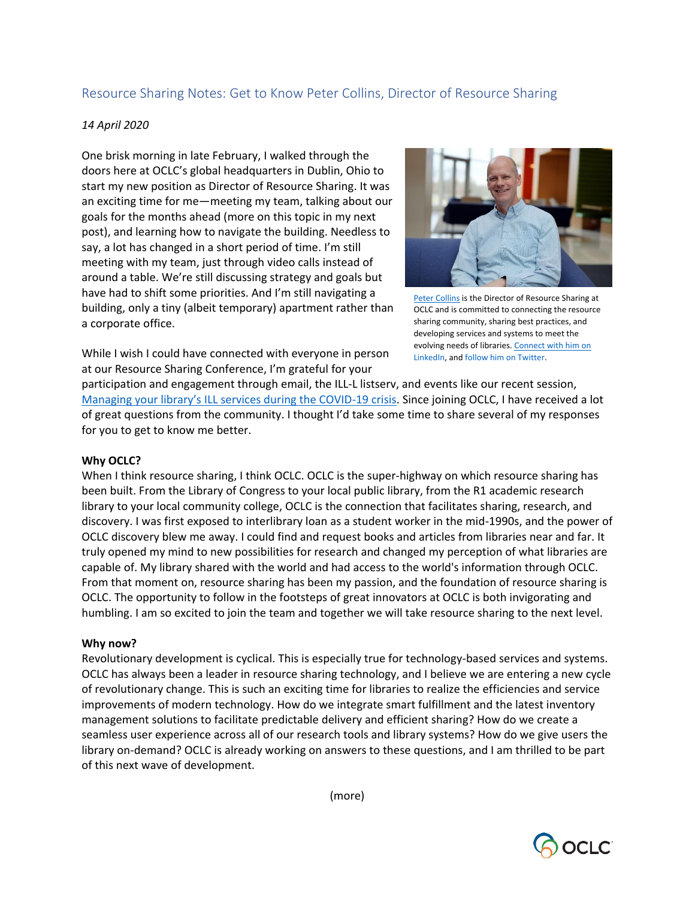# Resource Sharing Notes: Get to Know Peter Collins, Director of Resource Sharing

*14 April 2020*

One brisk morning in late February, I walked through the doors here at OCLC's global headquarters in Dublin, Ohio to start my new position as Director of Resource Sharing. It was an exciting time for me—meeting my team, talking about our goals for the months ahead (more on this topic in my next post), and learning how to navigate the building. Needless to say, a lot has changed in a short period of time. I'm still meeting with my team, just through video calls instead of around a table. We're still discussing strategy and goals but have had to shift some priorities. And I'm still navigating a building, only a tiny (albeit temporary) apartment rather than a corporate office.

Peter Collins is the Director of Resource Sharing at OCLC and is committed to connecting the resource sharing community, sharing best practices, and developing services and systems to meet the evolving needs of libraries. Connect with him on LinkedIn, and follow him on Twitter.

While I wish I could have connected with everyone in person at our Resource Sharing Conference, I'm grateful for your participation and engagement through email, the ILL-L listserv, and events like our recent session, Managing your library's ILL services during the COVID-19 crisis. Since joining OCLC, I have received a lot of great questions from the community. I thought I'd take some time to share several of my responses for you to get to know me better.

**Why OCLC?**

When I think resource sharing, I think OCLC. OCLC is the super-highway on which resource sharing has been built. From the Library of Congress to your local public library, from the R1 academic research library to your local community college, OCLC is the connection that facilitates sharing, research, and discovery. I was first exposed to interlibrary loan as a student worker in the mid-1990s, and the power of OCLC discovery blew me away. I could find and request books and articles from libraries near and far. It truly opened my mind to new possibilities for research and changed my perception of what libraries are capable of. My library shared with the world and had access to the world's information through OCLC. From that moment on, resource sharing has been my passion, and the foundation of resource sharing is OCLC. The opportunity to follow in the footsteps of great innovators at OCLC is both invigorating and humbling. I am so excited to join the team and together we will take resource sharing to the next level.

**Why now?**

Revolutionary development is cyclical. This is especially true for technology-based services and systems. OCLC has always been a leader in resource sharing technology, and I believe we are entering a new cycle of revolutionary change. This is such an exciting time for libraries to realize the efficiencies and service improvements of modern technology. How do we integrate smart fulfillment and the latest inventory management solutions to facilitate predictable delivery and efficient sharing? How do we create a seamless user experience across all of our research tools and library systems? How do we give users the library on-demand? OCLC is already working on answers to these questions, and I am thrilled to be part of this next wave of development.

(more)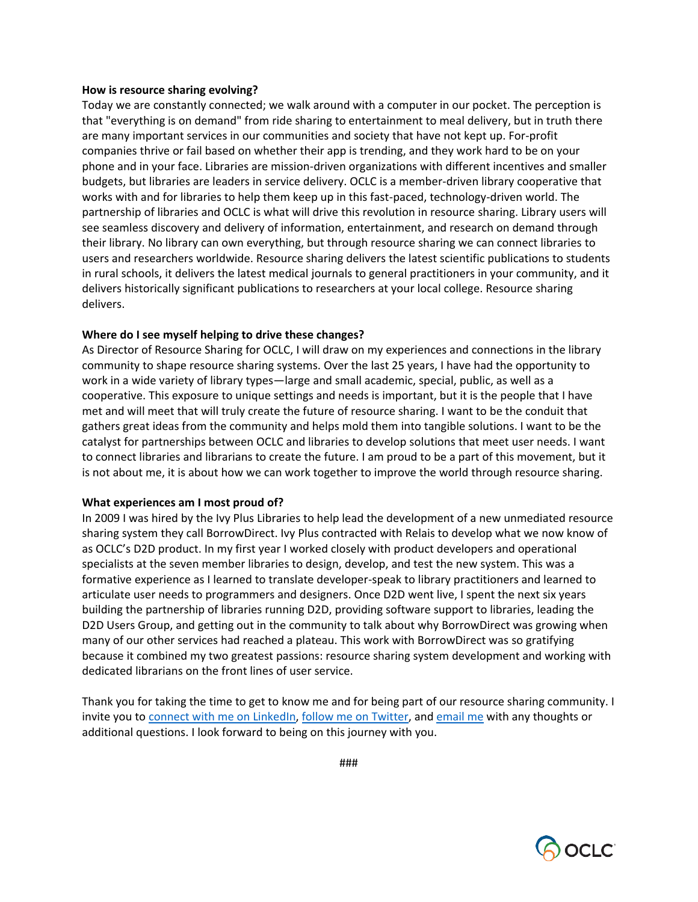**How is resource sharing evolving?**

Today we are constantly connected; we walk around with a computer in our pocket. The perception is that "everything is on demand" from ride sharing to entertainment to meal delivery, but in truth there are many important services in our communities and society that have not kept up. For-profit companies thrive or fail based on whether their app is trending, and they work hard to be on your phone and in your face. Libraries are mission-driven organizations with different incentives and smaller budgets, but libraries are leaders in service delivery. OCLC is a member-driven library cooperative that works with and for libraries to help them keep up in this fast-paced, technology-driven world. The partnership of libraries and OCLC is what will drive this revolution in resource sharing. Library users will see seamless discovery and delivery of information, entertainment, and research on demand through their library. No library can own everything, but through resource sharing we can connect libraries to users and researchers worldwide. Resource sharing delivers the latest scientific publications to students in rural schools, it delivers the latest medical journals to general practitioners in your community, and it delivers historically significant publications to researchers at your local college. Resource sharing delivers.

**Where do I see myself helping to drive these changes?**

As Director of Resource Sharing for OCLC, I will draw on my experiences and connections in the library community to shape resource sharing systems. Over the last 25 years, I have had the opportunity to work in a wide variety of library types—large and small academic, special, public, as well as a cooperative. This exposure to unique settings and needs is important, but it is the people that I have met and will meet that will truly create the future of resource sharing. I want to be the conduit that gathers great ideas from the community and helps mold them into tangible solutions. I want to be the catalyst for partnerships between OCLC and libraries to develop solutions that meet user needs. I want to connect libraries and librarians to create the future. I am proud to be a part of this movement, but it is not about me, it is about how we can work together to improve the world through resource sharing.

**What experiences am I most proud of?**

In 2009 I was hired by the Ivy Plus Libraries to help lead the development of a new unmediated resource sharing system they call BorrowDirect. Ivy Plus contracted with Relais to develop what we now know of as OCLC's D2D product. In my first year I worked closely with product developers and operational specialists at the seven member libraries to design, develop, and test the new system. This was a formative experience as I learned to translate developer-speak to library practitioners and learned to articulate user needs to programmers and designers. Once D2D went live, I spent the next six years building the partnership of libraries running D2D, providing software support to libraries, leading the D2D Users Group, and getting out in the community to talk about why BorrowDirect was growing when many of our other services had reached a plateau. This work with BorrowDirect was so gratifying because it combined my two greatest passions: resource sharing system development and working with dedicated librarians on the front lines of user service.

Thank you for taking the time to get to know me and for being part of our resource sharing community. I invite you to connect with me on LinkedIn, follow me on Twitter, and email me with any thoughts or additional questions. I look forward to being on this journey with you.

###